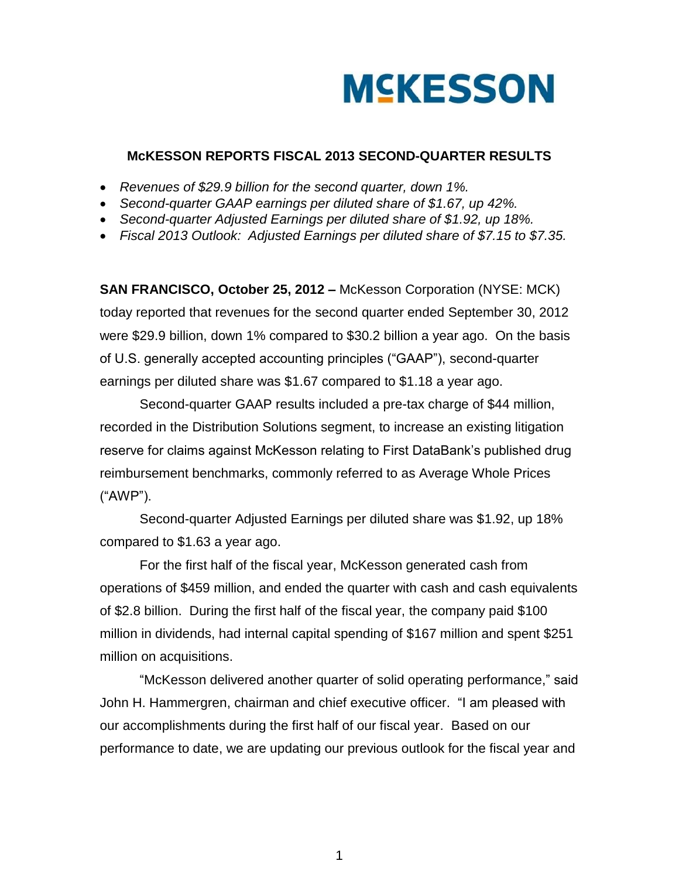McKESSON

## McKESSON REPORTS FISCAL 2013 SECOND-QUARTER RESULTS

- *Revenues of $29.9 billion for the second quarter, down 1%.*
- *Second-quarter GAAP earnings per diluted share of $1.67, up 42%.*
- *Second-quarter Adjusted Earnings per diluted share of $1.92, up 18%.*
- *Fiscal 2013 Outlook: Adjusted Earnings per diluted share of $7.15 to $7.35.*

**SAN FRANCISCO, October 25, 2012 –** McKesson Corporation (NYSE: MCK) today reported that revenues for the second quarter ended September 30, 2012 were $29.9 billion, down 1% compared to $30.2 billion a year ago. On the basis of U.S. generally accepted accounting principles ("GAAP"), second-quarter earnings per diluted share was $1.67 compared to $1.18 a year ago.

Second-quarter GAAP results included a pre-tax charge of $44 million, recorded in the Distribution Solutions segment, to increase an existing litigation reserve for claims against McKesson relating to First DataBank's published drug reimbursement benchmarks, commonly referred to as Average Whole Prices ("AWP").

Second-quarter Adjusted Earnings per diluted share was $1.92, up 18% compared to $1.63 a year ago.

For the first half of the fiscal year, McKesson generated cash from operations of $459 million, and ended the quarter with cash and cash equivalents of $2.8 billion. During the first half of the fiscal year, the company paid $100 million in dividends, had internal capital spending of $167 million and spent $251 million on acquisitions.

"McKesson delivered another quarter of solid operating performance," said John H. Hammergren, chairman and chief executive officer. "I am pleased with our accomplishments during the first half of our fiscal year. Based on our performance to date, we are updating our previous outlook for the fiscal year and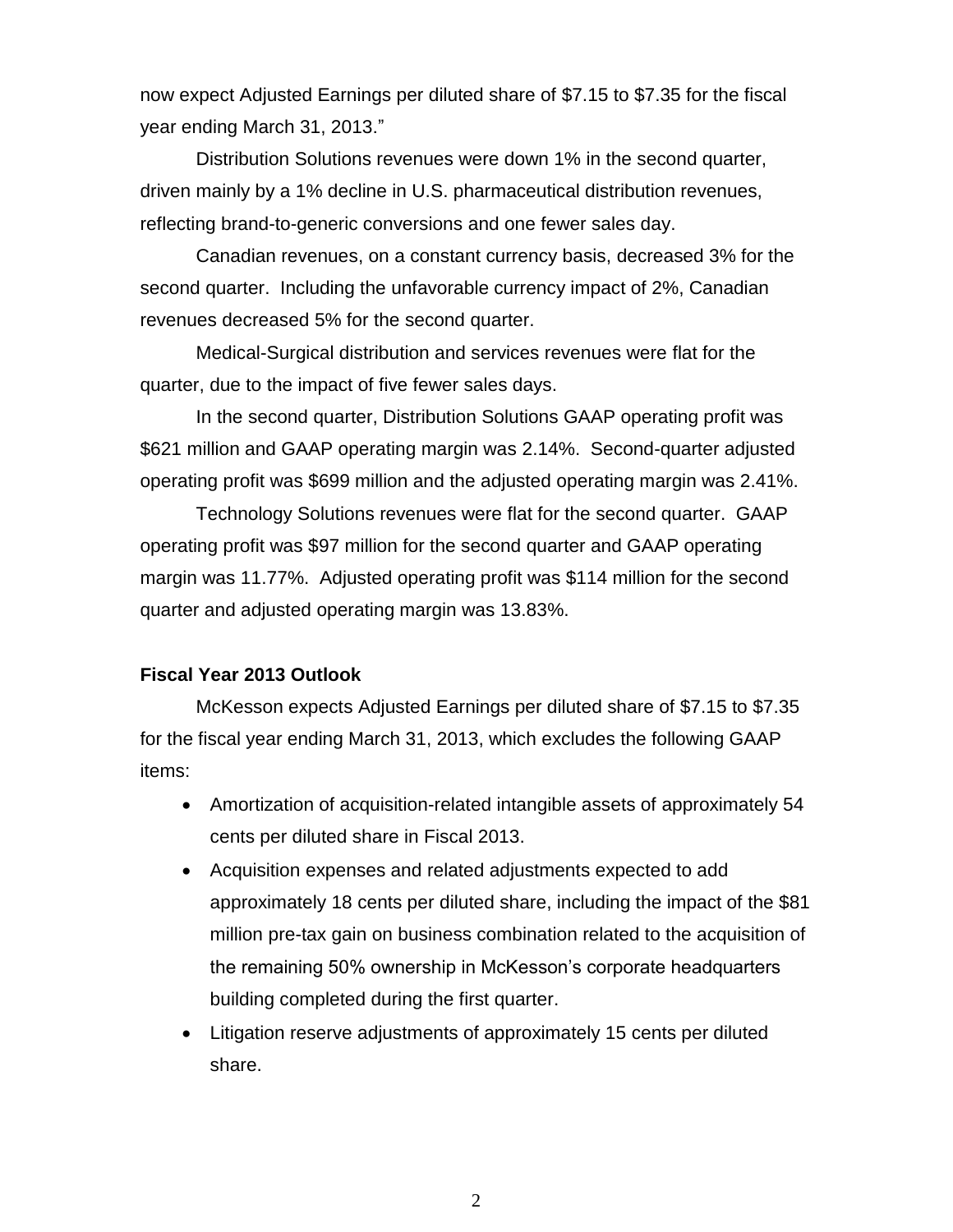now expect Adjusted Earnings per diluted share of $7.15 to $7.35 for the fiscal year ending March 31, 2013."

Distribution Solutions revenues were down 1% in the second quarter, driven mainly by a 1% decline in U.S. pharmaceutical distribution revenues, reflecting brand-to-generic conversions and one fewer sales day.

Canadian revenues, on a constant currency basis, decreased 3% for the second quarter. Including the unfavorable currency impact of 2%, Canadian revenues decreased 5% for the second quarter.

Medical-Surgical distribution and services revenues were flat for the quarter, due to the impact of five fewer sales days.

In the second quarter, Distribution Solutions GAAP operating profit was $621 million and GAAP operating margin was 2.14%. Second-quarter adjusted operating profit was $699 million and the adjusted operating margin was 2.41%.

Technology Solutions revenues were flat for the second quarter. GAAP operating profit was $97 million for the second quarter and GAAP operating margin was 11.77%. Adjusted operating profit was $114 million for the second quarter and adjusted operating margin was 13.83%.

**Fiscal Year 2013 Outlook**

McKesson expects Adjusted Earnings per diluted share of $7.15 to $7.35 for the fiscal year ending March 31, 2013, which excludes the following GAAP items:

- Amortization of acquisition-related intangible assets of approximately 54 cents per diluted share in Fiscal 2013.
- Acquisition expenses and related adjustments expected to add approximately 18 cents per diluted share, including the impact of the $81 million pre-tax gain on business combination related to the acquisition of the remaining 50% ownership in McKesson's corporate headquarters building completed during the first quarter.
- Litigation reserve adjustments of approximately 15 cents per diluted share.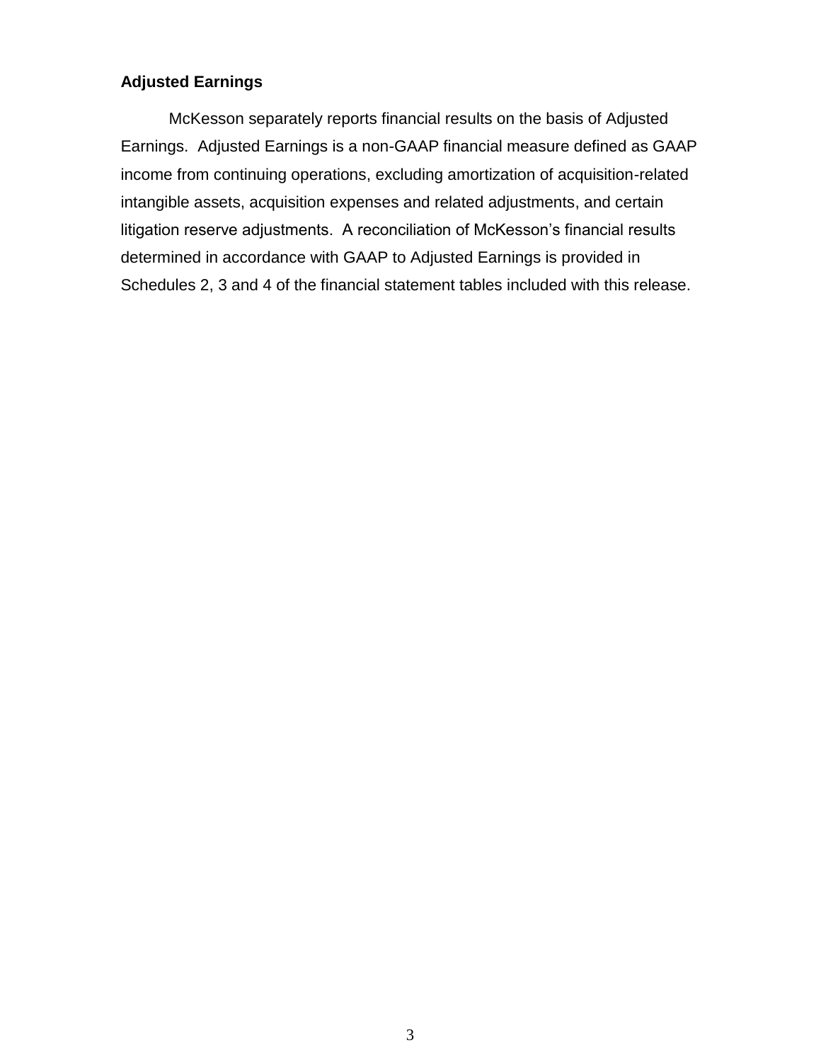**Adjusted Earnings**

McKesson separately reports financial results on the basis of Adjusted Earnings. Adjusted Earnings is a non-GAAP financial measure defined as GAAP income from continuing operations, excluding amortization of acquisition-related intangible assets, acquisition expenses and related adjustments, and certain litigation reserve adjustments. A reconciliation of McKesson's financial results determined in accordance with GAAP to Adjusted Earnings is provided in Schedules 2, 3 and 4 of the financial statement tables included with this release.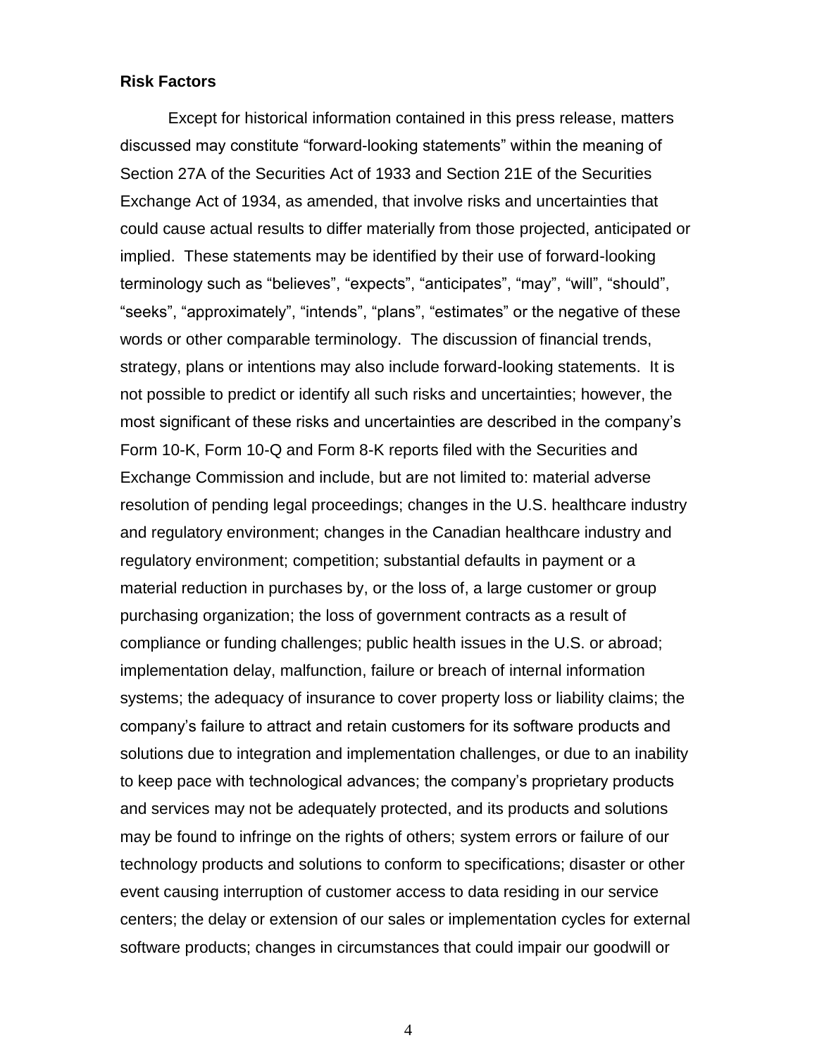**Risk Factors**

Except for historical information contained in this press release, matters discussed may constitute “forward-looking statements” within the meaning of Section 27A of the Securities Act of 1933 and Section 21E of the Securities Exchange Act of 1934, as amended, that involve risks and uncertainties that could cause actual results to differ materially from those projected, anticipated or implied. These statements may be identified by their use of forward-looking terminology such as “believes”, “expects”, “anticipates”, “may”, “will”, “should”, “seeks”, “approximately”, “intends”, “plans”, “estimates” or the negative of these words or other comparable terminology. The discussion of financial trends, strategy, plans or intentions may also include forward-looking statements. It is not possible to predict or identify all such risks and uncertainties; however, the most significant of these risks and uncertainties are described in the company’s Form 10-K, Form 10-Q and Form 8-K reports filed with the Securities and Exchange Commission and include, but are not limited to: material adverse resolution of pending legal proceedings; changes in the U.S. healthcare industry and regulatory environment; changes in the Canadian healthcare industry and regulatory environment; competition; substantial defaults in payment or a material reduction in purchases by, or the loss of, a large customer or group purchasing organization; the loss of government contracts as a result of compliance or funding challenges; public health issues in the U.S. or abroad; implementation delay, malfunction, failure or breach of internal information systems; the adequacy of insurance to cover property loss or liability claims; the company’s failure to attract and retain customers for its software products and solutions due to integration and implementation challenges, or due to an inability to keep pace with technological advances; the company’s proprietary products and services may not be adequately protected, and its products and solutions may be found to infringe on the rights of others; system errors or failure of our technology products and solutions to conform to specifications; disaster or other event causing interruption of customer access to data residing in our service centers; the delay or extension of our sales or implementation cycles for external software products; changes in circumstances that could impair our goodwill or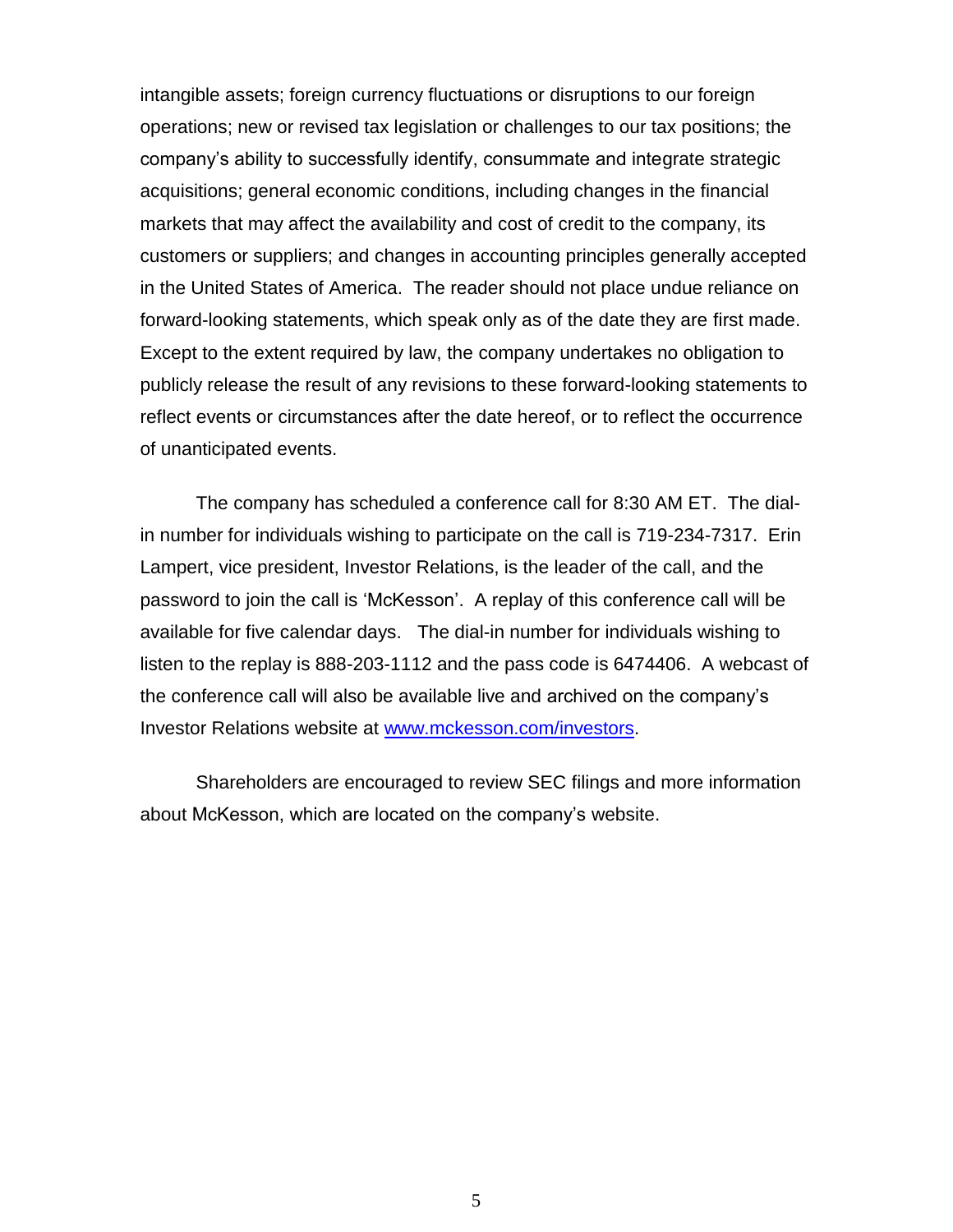intangible assets; foreign currency fluctuations or disruptions to our foreign operations; new or revised tax legislation or challenges to our tax positions; the company's ability to successfully identify, consummate and integrate strategic acquisitions; general economic conditions, including changes in the financial markets that may affect the availability and cost of credit to the company, its customers or suppliers; and changes in accounting principles generally accepted in the United States of America. The reader should not place undue reliance on forward-looking statements, which speak only as of the date they are first made. Except to the extent required by law, the company undertakes no obligation to publicly release the result of any revisions to these forward-looking statements to reflect events or circumstances after the date hereof, or to reflect the occurrence of unanticipated events.

The company has scheduled a conference call for 8:30 AM ET. The dial-in number for individuals wishing to participate on the call is 719-234-7317. Erin Lampert, vice president, Investor Relations, is the leader of the call, and the password to join the call is 'McKesson'. A replay of this conference call will be available for five calendar days. The dial-in number for individuals wishing to listen to the replay is 888-203-1112 and the pass code is 6474406. A webcast of the conference call will also be available live and archived on the company's Investor Relations website at www.mckesson.com/investors.

Shareholders are encouraged to review SEC filings and more information about McKesson, which are located on the company's website.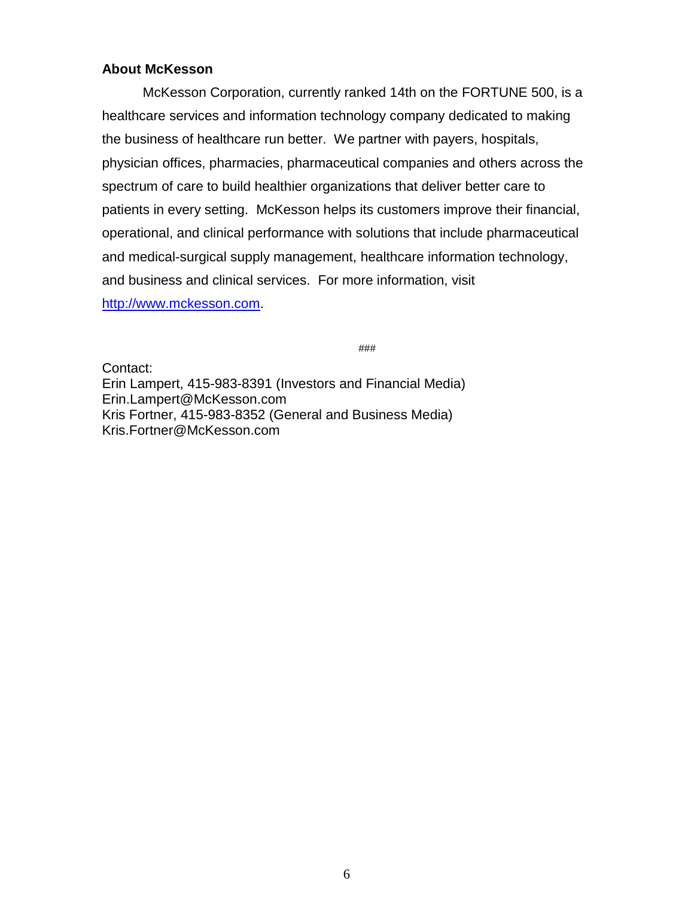**About McKesson**

McKesson Corporation, currently ranked 14th on the FORTUNE 500, is a healthcare services and information technology company dedicated to making the business of healthcare run better. We partner with payers, hospitals, physician offices, pharmacies, pharmaceutical companies and others across the spectrum of care to build healthier organizations that deliver better care to patients in every setting. McKesson helps its customers improve their financial, operational, and clinical performance with solutions that include pharmaceutical and medical-surgical supply management, healthcare information technology, and business and clinical services. For more information, visit http://www.mckesson.com.

###

Contact:
Erin Lampert, 415-983-8391 (Investors and Financial Media)
Erin.Lampert@McKesson.com
Kris Fortner, 415-983-8352 (General and Business Media)
Kris.Fortner@McKesson.com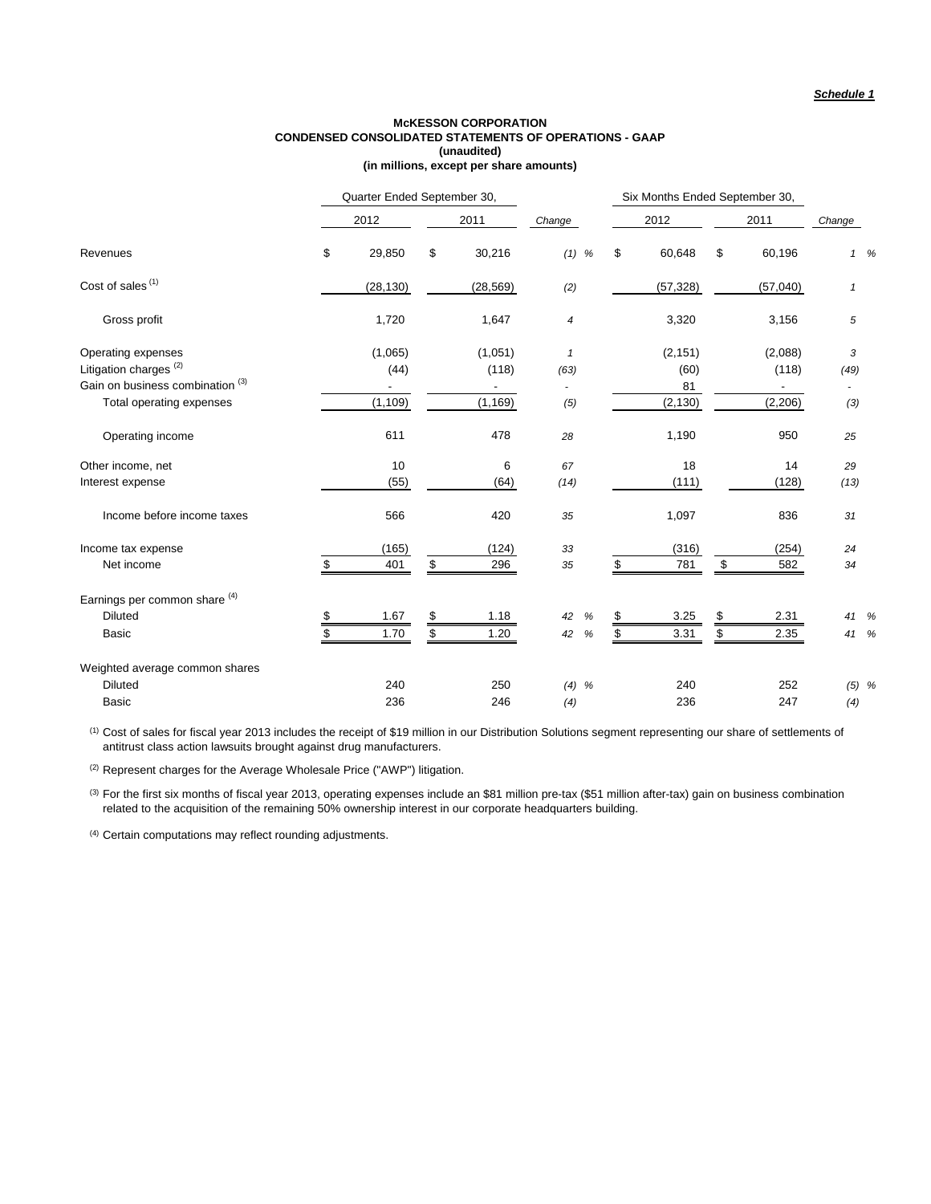***Schedule 1***

**McKESSON CORPORATION**
**CONDENSED CONSOLIDATED STATEMENTS OF OPERATIONS - GAAP**
**(unaudited)**
**(in millions, except per share amounts)**

| | Quarter Ended September 30, | | | Six Months Ended September 30, | | |
|---|---|---|---|---|---|---|
| | 2012 | 2011 | *Change* | 2012 | 2011 | *Change* |
| Revenues | $ 29,850 | $ 30,216 | *(1) %* | $ 60,648 | $ 60,196 | *1 %* |
| Cost of sales [1] | (28,130) | (28,569) | *(2)* | (57,328) | (57,040) | *1* |
| Gross profit | 1,720 | 1,647 | *4* | 3,320 | 3,156 | *5* |
| Operating expenses | (1,065) | (1,051) | *1* | (2,151) | (2,088) | *3* |
| Litigation charges [2] | (44) | (118) | *(63)* | (60) | (118) | *(49)* |
| Gain on business combination [3] | - | - | - | 81 | - | - |
| Total operating expenses | (1,109) | (1,169) | *(5)* | (2,130) | (2,206) | *(3)* |
| Operating income | 611 | 478 | *28* | 1,190 | 950 | *25* |
| Other income, net | 10 | 6 | *67* | 18 | 14 | *29* |
| Interest expense | (55) | (64) | *(14)* | (111) | (128) | *(13)* |
| Income before income taxes | 566 | 420 | *35* | 1,097 | 836 | *31* |
| Income tax expense | (165) | (124) | *33* | (316) | (254) | *24* |
| Net income | $ 401 | $ 296 | *35* | $ 781 | $ 582 | *34* |
| Earnings per common share [4] | | | | | | |
| Diluted | $ 1.67 | $ 1.18 | *42 %* | $ 3.25 | $ 2.31 | *41 %* |
| Basic | $ 1.70 | $ 1.20 | *42 %* | $ 3.31 | $ 2.35 | *41 %* |
| Weighted average common shares | | | | | | |
| Diluted | 240 | 250 | *(4) %* | 240 | 252 | *(5) %* |
| Basic | 236 | 246 | *(4)* | 236 | 247 | *(4)* |

[1] Cost of sales for fiscal year 2013 includes the receipt of $19 million in our Distribution Solutions segment representing our share of settlements of antitrust class action lawsuits brought against drug manufacturers.

[2] Represent charges for the Average Wholesale Price ("AWP") litigation.

[3] For the first six months of fiscal year 2013, operating expenses include an $81 million pre-tax ($51 million after-tax) gain on business combination related to the acquisition of the remaining 50% ownership interest in our corporate headquarters building.

[4] Certain computations may reflect rounding adjustments.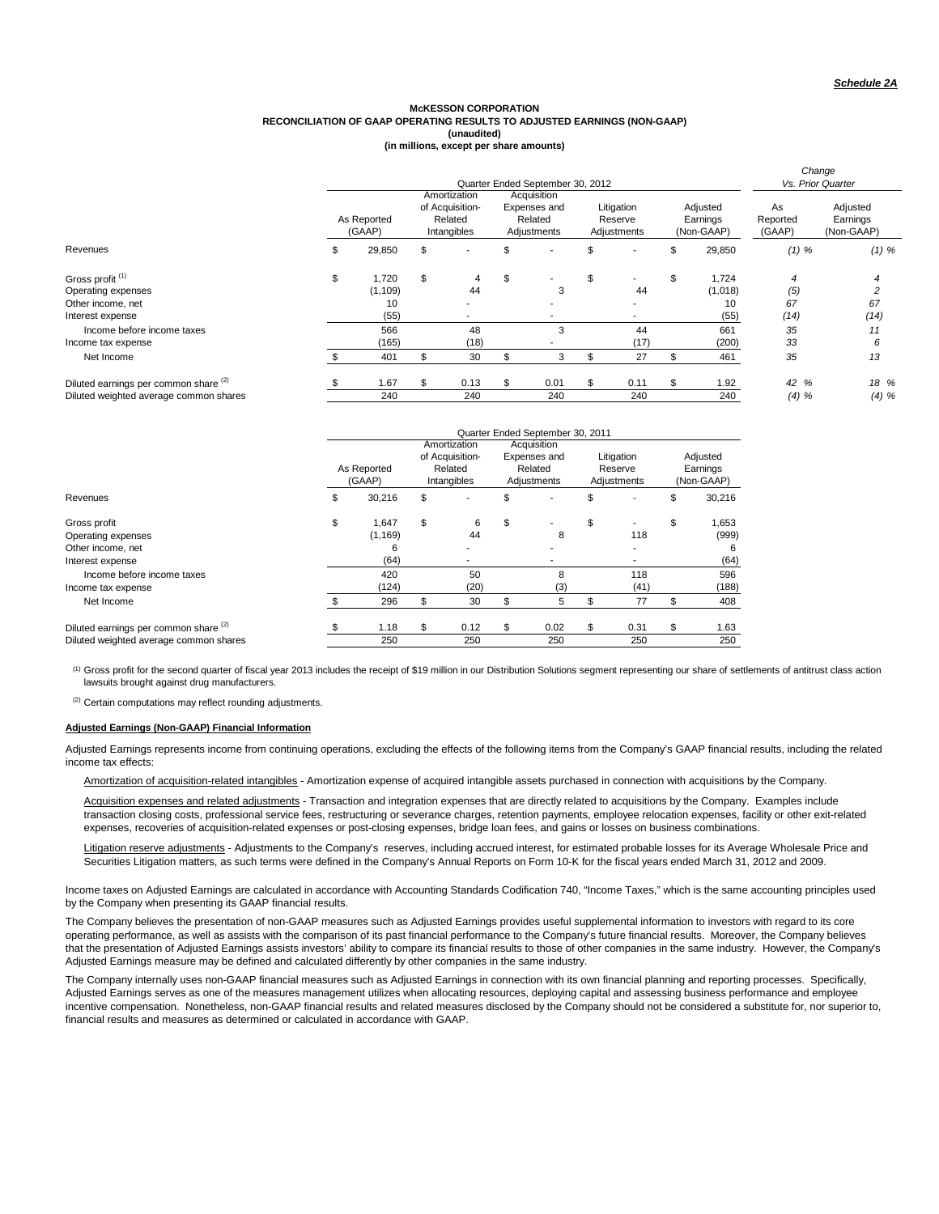*Schedule 2A*

**McKESSON CORPORATION**
**RECONCILIATION OF GAAP OPERATING RESULTS TO ADJUSTED EARNINGS (NON-GAAP)**
**(unaudited)**
**(in millions, except per share amounts)**

| | Quarter Ended September 30, 2012 | | | | | Change Vs. Prior Quarter | |
|---|---|---|---|---|---|---|---|
| | As Reported (GAAP) | Amortization of Acquisition-Related Intangibles | Acquisition Expenses and Related Adjustments | Litigation Reserve Adjustments | Adjusted Earnings (Non-GAAP) | As Reported (GAAP) | Adjusted Earnings (Non-GAAP) |
| Revenues | $ 29,850 | $ - | $ - | $ - | $ 29,850 | (1) % | (1) % |
| Gross profit [1] | $ 1,720 | $ 4 | $ - | $ - | $ 1,724 | 4 | 4 |
| Operating expenses | (1,109) | 44 | 3 | 44 | (1,018) | (5) | 2 |
| Other income, net | 10 | - | - | - | 10 | 67 | 67 |
| Interest expense | (55) | - | - | - | (55) | (14) | (14) |
| Income before income taxes | 566 | 48 | 3 | 44 | 661 | 35 | 11 |
| Income tax expense | (165) | (18) | - | (17) | (200) | 33 | 6 |
| Net Income | $ 401 | $ 30 | $ 3 | $ 27 | $ 461 | 35 | 13 |
| Diluted earnings per common share [2] | $ 1.67 | $ 0.13 | $ 0.01 | $ 0.11 | $ 1.92 | 42 % | 18 % |
| Diluted weighted average common shares | 240 | 240 | 240 | 240 | 240 | (4) % | (4) % |

| | Quarter Ended September 30, 2011 | | | | |
|---|---|---|---|---|---|
| | As Reported (GAAP) | Amortization of Acquisition-Related Intangibles | Acquisition Expenses and Related Adjustments | Litigation Reserve Adjustments | Adjusted Earnings (Non-GAAP) |
| Revenues | $ 30,216 | $ - | $ - | $ - | $ 30,216 |
| Gross profit | $ 1,647 | $ 6 | $ - | $ - | $ 1,653 |
| Operating expenses | (1,169) | 44 | 8 | 118 | (999) |
| Other income, net | 6 | - | - | - | 6 |
| Interest expense | (64) | - | - | - | (64) |
| Income before income taxes | 420 | 50 | 8 | 118 | 596 |
| Income tax expense | (124) | (20) | (3) | (41) | (188) |
| Net Income | $ 296 | $ 30 | $ 5 | $ 77 | $ 408 |
| Diluted earnings per common share [2] | $ 1.18 | $ 0.12 | $ 0.02 | $ 0.31 | $ 1.63 |
| Diluted weighted average common shares | 250 | 250 | 250 | 250 | 250 |

[1] Gross profit for the second quarter of fiscal year 2013 includes the receipt of $19 million in our Distribution Solutions segment representing our share of settlements of antitrust class action lawsuits brought against drug manufacturers.

[2] Certain computations may reflect rounding adjustments.

**Adjusted Earnings (Non-GAAP) Financial Information**

Adjusted Earnings represents income from continuing operations, excluding the effects of the following items from the Company's GAAP financial results, including the related income tax effects:

Amortization of acquisition-related intangibles - Amortization expense of acquired intangible assets purchased in connection with acquisitions by the Company.

Acquisition expenses and related adjustments - Transaction and integration expenses that are directly related to acquisitions by the Company. Examples include transaction closing costs, professional service fees, restructuring or severance charges, retention payments, employee relocation expenses, facility or other exit-related expenses, recoveries of acquisition-related expenses or post-closing expenses, bridge loan fees, and gains or losses on business combinations.

Litigation reserve adjustments - Adjustments to the Company's reserves, including accrued interest, for estimated probable losses for its Average Wholesale Price and Securities Litigation matters, as such terms were defined in the Company's Annual Reports on Form 10-K for the fiscal years ended March 31, 2012 and 2009.

Income taxes on Adjusted Earnings are calculated in accordance with Accounting Standards Codification 740, "Income Taxes," which is the same accounting principles used by the Company when presenting its GAAP financial results.

The Company believes the presentation of non-GAAP measures such as Adjusted Earnings provides useful supplemental information to investors with regard to its core operating performance, as well as assists with the comparison of its past financial performance to the Company's future financial results. Moreover, the Company believes that the presentation of Adjusted Earnings assists investors' ability to compare its financial results to those of other companies in the same industry. However, the Company's Adjusted Earnings measure may be defined and calculated differently by other companies in the same industry.

The Company internally uses non-GAAP financial measures such as Adjusted Earnings in connection with its own financial planning and reporting processes. Specifically, Adjusted Earnings serves as one of the measures management utilizes when allocating resources, deploying capital and assessing business performance and employee incentive compensation. Nonetheless, non-GAAP financial results and related measures disclosed by the Company should not be considered a substitute for, nor superior to, financial results and measures as determined or calculated in accordance with GAAP.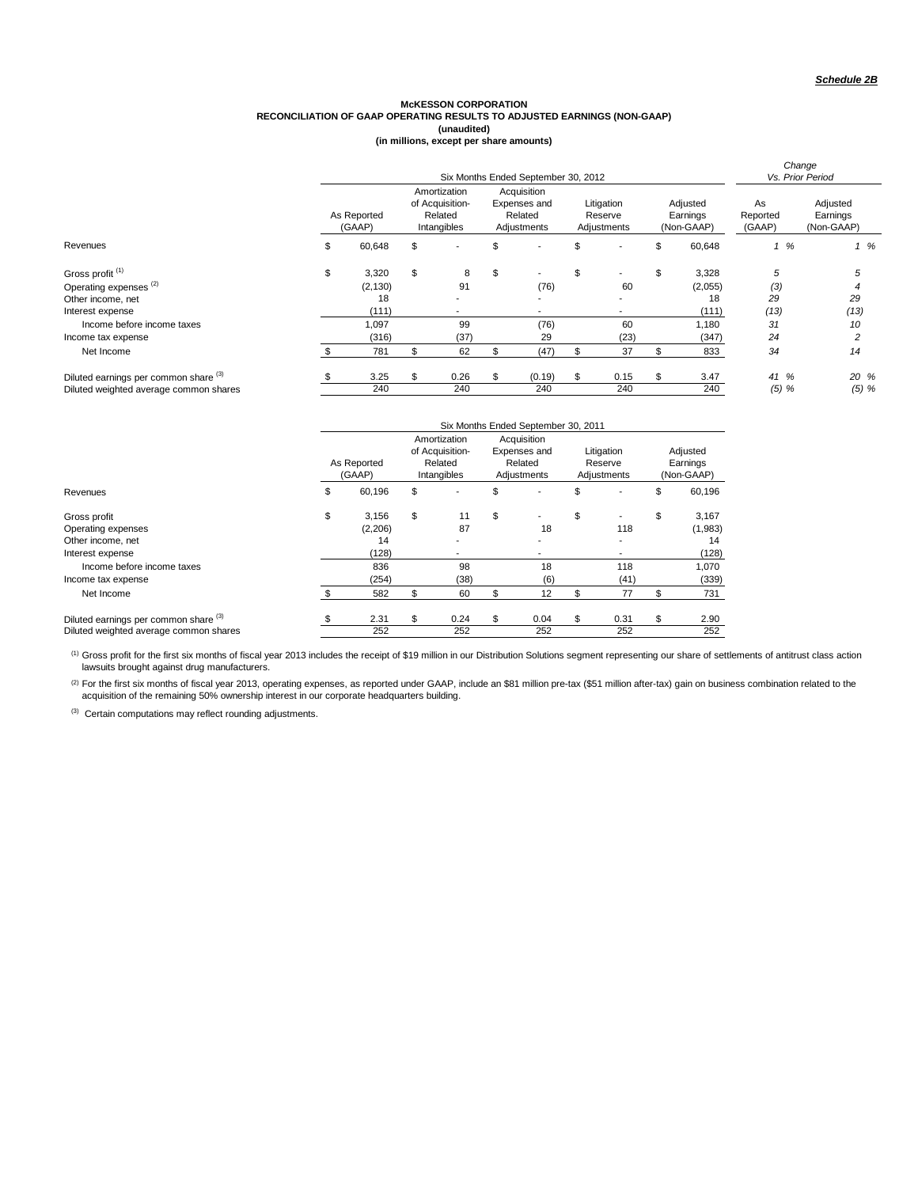***Schedule 2B***

**McKESSON CORPORATION**
**RECONCILIATION OF GAAP OPERATING RESULTS TO ADJUSTED EARNINGS (NON-GAAP)**
**(unaudited)**
**(in millions, except per share amounts)**

| | Six Months Ended September 30, 2012 | | | | | *Change Vs. Prior Period* | |
|---|---|---|---|---|---|---|---|
| | As Reported (GAAP) | Amortization of Acquisition-Related Intangibles | Acquisition Expenses and Related Adjustments | Litigation Reserve Adjustments | Adjusted Earnings (Non-GAAP) | As Reported (GAAP) | Adjusted Earnings (Non-GAAP) |
| Revenues | $ 60,648 | $ - | $ - | $ - | $ 60,648 | *1 %* | *1 %* |
| Gross profit [1] | $ 3,320 | $ 8 | $ - | $ - | $ 3,328 | *5* | *5* |
| Operating expenses [2] | (2,130) | 91 | (76) | 60 | (2,055) | *(3)* | *4* |
| Other income, net | 18 | - | - | - | 18 | *29* | *29* |
| Interest expense | (111) | - | - | - | (111) | *(13)* | *(13)* |
| Income before income taxes | 1,097 | 99 | (76) | 60 | 1,180 | *31* | *10* |
| Income tax expense | (316) | (37) | 29 | (23) | (347) | *24* | *2* |
| Net Income | $ 781 | $ 62 | $ (47) | $ 37 | $ 833 | *34* | *14* |
| Diluted earnings per common share [3] | $ 3.25 | $ 0.26 | $ (0.19) | $ 0.15 | $ 3.47 | *41 %* | *20 %* |
| Diluted weighted average common shares | 240 | 240 | 240 | 240 | 240 | *(5) %* | *(5) %* |

| | Six Months Ended September 30, 2011 | | | | |
|---|---|---|---|---|---|
| | As Reported (GAAP) | Amortization of Acquisition-Related Intangibles | Acquisition Expenses and Related Adjustments | Litigation Reserve Adjustments | Adjusted Earnings (Non-GAAP) |
| Revenues | $ 60,196 | $ - | $ - | $ - | $ 60,196 |
| Gross profit | $ 3,156 | $ 11 | $ - | $ - | $ 3,167 |
| Operating expenses | (2,206) | 87 | 18 | 118 | (1,983) |
| Other income, net | 14 | - | - | - | 14 |
| Interest expense | (128) | - | - | - | (128) |
| Income before income taxes | 836 | 98 | 18 | 118 | 1,070 |
| Income tax expense | (254) | (38) | (6) | (41) | (339) |
| Net Income | $ 582 | $ 60 | $ 12 | $ 77 | $ 731 |
| Diluted earnings per common share [3] | $ 2.31 | $ 0.24 | $ 0.04 | $ 0.31 | $ 2.90 |
| Diluted weighted average common shares | 252 | 252 | 252 | 252 | 252 |

[1] Gross profit for the first six months of fiscal year 2013 includes the receipt of $19 million in our Distribution Solutions segment representing our share of settlements of antitrust class action lawsuits brought against drug manufacturers.

[2] For the first six months of fiscal year 2013, operating expenses, as reported under GAAP, include an $81 million pre-tax ($51 million after-tax) gain on business combination related to the acquisition of the remaining 50% ownership interest in our corporate headquarters building.

[3] Certain computations may reflect rounding adjustments.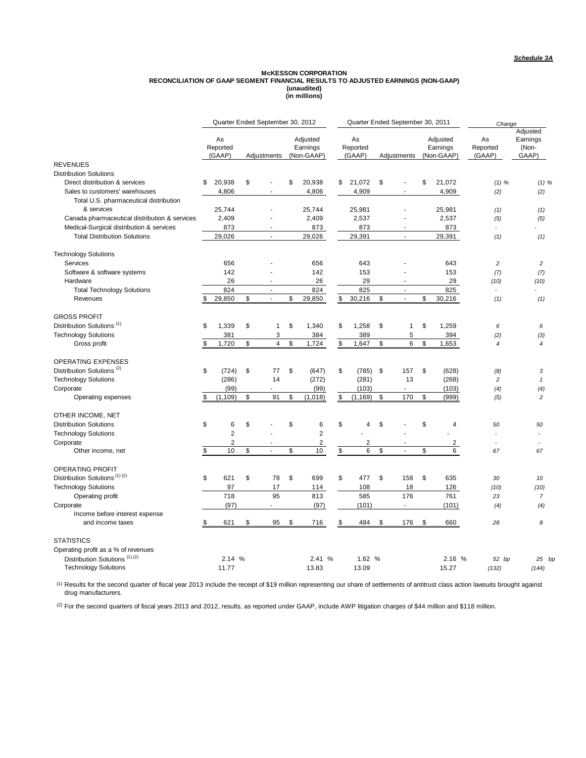*Schedule 3A*

**McKESSON CORPORATION**
**RECONCILIATION OF GAAP SEGMENT FINANCIAL RESULTS TO ADJUSTED EARNINGS (NON-GAAP)**
**(unaudited)**
**(in millions)**

| | Quarter Ended September 30, 2012 | | | Quarter Ended September 30, 2011 | | | Change | |
|---|---|---|---|---|---|---|---|---|
| | As Reported (GAAP) | Adjustments | Adjusted Earnings (Non-GAAP) | As Reported (GAAP) | Adjustments | Adjusted Earnings (Non-GAAP) | As Reported (GAAP) | Adjusted Earnings (Non-GAAP) |
| **REVENUES** | | | | | | | | |
| Distribution Solutions | | | | | | | | |
| Direct distribution & services | $ 20,938 | $ - | $ 20,938 | $ 21,072 | $ - | $ 21,072 | (1) % | (1) % |
| Sales to customers' warehouses | 4,806 | - | 4,806 | 4,909 | - | 4,909 | (2) | (2) |
| Total U.S. pharmaceutical distribution & services | 25,744 | - | 25,744 | 25,981 | - | 25,981 | (1) | (1) |
| Canada pharmaceutical distribution & services | 2,409 | - | 2,409 | 2,537 | - | 2,537 | (5) | (5) |
| Medical-Surgical distribution & services | 873 | - | 873 | 873 | - | 873 | - | - |
| Total Distribution Solutions | 29,026 | - | 29,026 | 29,391 | - | 29,391 | (1) | (1) |
| Technology Solutions | | | | | | | | |
| Services | 656 | - | 656 | 643 | - | 643 | 2 | 2 |
| Software & software systems | 142 | - | 142 | 153 | - | 153 | (7) | (7) |
| Hardware | 26 | - | 26 | 29 | - | 29 | (10) | (10) |
| Total Technology Solutions | 824 | - | 824 | 825 | - | 825 | - | - |
| Revenues | $ 29,850 | $ - | $ 29,850 | $ 30,216 | $ - | $ 30,216 | (1) | (1) |
| **GROSS PROFIT** | | | | | | | | |
| Distribution Solutions [(1)] | $ 1,339 | $ 1 | $ 1,340 | $ 1,258 | $ 1 | $ 1,259 | 6 | 6 |
| Technology Solutions | 381 | 3 | 384 | 389 | 5 | 394 | (2) | (3) |
| Gross profit | $ 1,720 | $ 4 | $ 1,724 | $ 1,647 | $ 6 | $ 1,653 | 4 | 4 |
| **OPERATING EXPENSES** | | | | | | | | |
| Distribution Solutions [(2)] | $ (724) | $ 77 | $ (647) | $ (785) | $ 157 | $ (628) | (8) | 3 |
| Technology Solutions | (286) | 14 | (272) | (281) | 13 | (268) | 2 | 1 |
| Corporate | (99) | - | (99) | (103) | - | (103) | (4) | (4) |
| Operating expenses | $ (1,109) | $ 91 | $ (1,018) | $ (1,169) | $ 170 | $ (999) | (5) | 2 |
| **OTHER INCOME, NET** | | | | | | | | |
| Distribution Solutions | $ 6 | $ - | $ 6 | $ 4 | $ - | $ 4 | 50 | 50 |
| Technology Solutions | 2 | - | 2 | - | - | - | - | - |
| Corporate | 2 | - | 2 | 2 | - | 2 | - | - |
| Other income, net | $ 10 | $ - | $ 10 | $ 6 | $ - | $ 6 | 67 | 67 |
| **OPERATING PROFIT** | | | | | | | | |
| Distribution Solutions [(1) (2)] | $ 621 | $ 78 | $ 699 | $ 477 | $ 158 | $ 635 | 30 | 10 |
| Technology Solutions | 97 | 17 | 114 | 108 | 18 | 126 | (10) | (10) |
| Operating profit | 718 | 95 | 813 | 585 | 176 | 761 | 23 | 7 |
| Corporate | (97) | - | (97) | (101) | - | (101) | (4) | (4) |
| Income before interest expense and income taxes | $ 621 | $ 95 | $ 716 | $ 484 | $ 176 | $ 660 | 28 | 8 |
| **STATISTICS** | | | | | | | | |
| Operating profit as a % of revenues | | | | | | | | |
| Distribution Solutions [(1) (2)] | 2.14 % | | 2.41 % | 1.62 % | | 2.16 % | 52 bp | 25 bp |
| Technology Solutions | 11.77 | | 13.83 | 13.09 | | 15.27 | (132) | (144) |

[(1)] Results for the second quarter of fiscal year 2013 include the receipt of $19 million representing our share of settlements of antitrust class action lawsuits brought against drug manufacturers.

[(2)] For the second quarters of fiscal years 2013 and 2012, results, as reported under GAAP, include AWP litigation charges of $44 million and $118 million.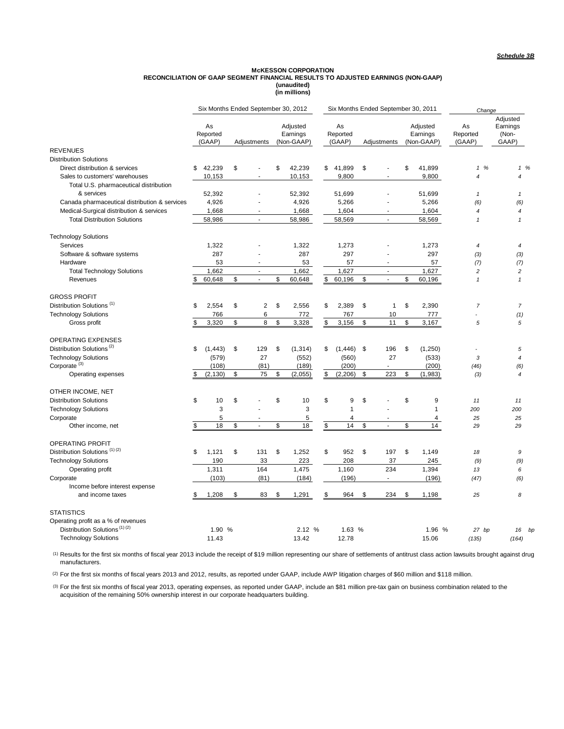*Schedule 3B*

**McKESSON CORPORATION**
**RECONCILIATION OF GAAP SEGMENT FINANCIAL RESULTS TO ADJUSTED EARNINGS (NON-GAAP)**
**(unaudited)**
**(in millions)**

| | Six Months Ended September 30, 2012 | | | Six Months Ended September 30, 2011 | | | Change | |
|---|---|---|---|---|---|---|---|---|
| | As Reported (GAAP) | Adjustments | Adjusted Earnings (Non-GAAP) | As Reported (GAAP) | Adjustments | Adjusted Earnings (Non-GAAP) | As Reported (GAAP) | Adjusted Earnings (Non-GAAP) |
| **REVENUES** | | | | | | | | |
| Distribution Solutions | | | | | | | | |
| Direct distribution & services | $ 42,239 | $ - | $ 42,239 | $ 41,899 | $ - | $ 41,899 | 1 % | 1 % |
| Sales to customers' warehouses | 10,153 | - | 10,153 | 9,800 | - | 9,800 | 4 | 4 |
| Total U.S. pharmaceutical distribution & services | 52,392 | - | 52,392 | 51,699 | - | 51,699 | 1 | 1 |
| Canada pharmaceutical distribution & services | 4,926 | - | 4,926 | 5,266 | - | 5,266 | (6) | (6) |
| Medical-Surgical distribution & services | 1,668 | - | 1,668 | 1,604 | - | 1,604 | 4 | 4 |
| Total Distribution Solutions | 58,986 | - | 58,986 | 58,569 | - | 58,569 | 1 | 1 |
| Technology Solutions | | | | | | | | |
| Services | 1,322 | - | 1,322 | 1,273 | - | 1,273 | 4 | 4 |
| Software & software systems | 287 | - | 287 | 297 | - | 297 | (3) | (3) |
| Hardware | 53 | - | 53 | 57 | - | 57 | (7) | (7) |
| Total Technology Solutions | 1,662 | - | 1,662 | 1,627 | - | 1,627 | 2 | 2 |
| Revenues | $ 60,648 | $ - | $ 60,648 | $ 60,196 | $ - | $ 60,196 | 1 | 1 |
| **GROSS PROFIT** | | | | | | | | |
| Distribution Solutions [1] | $ 2,554 | $ 2 | $ 2,556 | $ 2,389 | $ 1 | $ 2,390 | 7 | 7 |
| Technology Solutions | 766 | 6 | 772 | 767 | 10 | 777 | - | (1) |
| Gross profit | $ 3,320 | $ 8 | $ 3,328 | $ 3,156 | $ 11 | $ 3,167 | 5 | 5 |
| **OPERATING EXPENSES** | | | | | | | | |
| Distribution Solutions [2] | $ (1,443) | $ 129 | $ (1,314) | $ (1,446) | $ 196 | $ (1,250) | - | 5 |
| Technology Solutions | (579) | 27 | (552) | (560) | 27 | (533) | 3 | 4 |
| Corporate [3] | (108) | (81) | (189) | (200) | - | (200) | (46) | (6) |
| Operating expenses | $ (2,130) | $ 75 | $ (2,055) | $ (2,206) | $ 223 | $ (1,983) | (3) | 4 |
| **OTHER INCOME, NET** | | | | | | | | |
| Distribution Solutions | $ 10 | $ - | $ 10 | $ 9 | $ - | $ 9 | 11 | 11 |
| Technology Solutions | 3 | - | 3 | 1 | - | 1 | 200 | 200 |
| Corporate | 5 | - | 5 | 4 | - | 4 | 25 | 25 |
| Other income, net | $ 18 | $ - | $ 18 | $ 14 | $ - | $ 14 | 29 | 29 |
| **OPERATING PROFIT** | | | | | | | | |
| Distribution Solutions [1] [2] | $ 1,121 | $ 131 | $ 1,252 | $ 952 | $ 197 | $ 1,149 | 18 | 9 |
| Technology Solutions | 190 | 33 | 223 | 208 | 37 | 245 | (9) | (9) |
| Operating profit | 1,311 | 164 | 1,475 | 1,160 | 234 | 1,394 | 13 | 6 |
| Corporate | (103) | (81) | (184) | (196) | - | (196) | (47) | (6) |
| Income before interest expense and income taxes | $ 1,208 | $ 83 | $ 1,291 | $ 964 | $ 234 | $ 1,198 | 25 | 8 |
| **STATISTICS** | | | | | | | | |
| Operating profit as a % of revenues | | | | | | | | |
| Distribution Solutions [1] [2] | 1.90 % | | 2.12 % | 1.63 % | | 1.96 % | 27 bp | 16 bp |
| Technology Solutions | 11.43 | | 13.42 | 12.78 | | 15.06 | (135) | (164) |

(1) Results for the first six months of fiscal year 2013 include the receipt of $19 million representing our share of settlements of antitrust class action lawsuits brought against drug manufacturers.

(2) For the first six months of fiscal years 2013 and 2012, results, as reported under GAAP, include AWP litigation charges of $60 million and $118 million.

(3) For the first six months of fiscal year 2013, operating expenses, as reported under GAAP, include an $81 million pre-tax gain on business combination related to the acquisition of the remaining 50% ownership interest in our corporate headquarters building.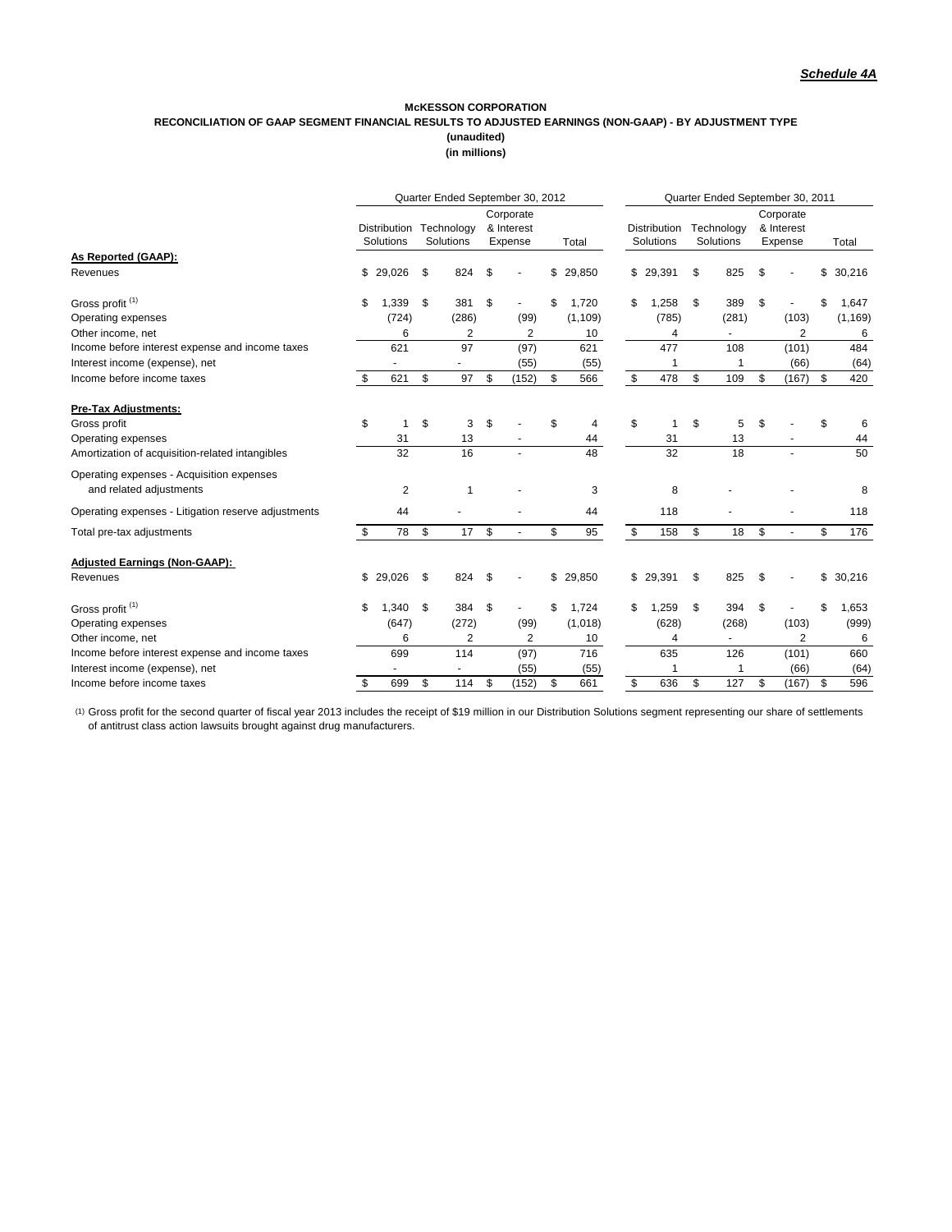*Schedule 4A*

**McKESSON CORPORATION**
**RECONCILIATION OF GAAP SEGMENT FINANCIAL RESULTS TO ADJUSTED EARNINGS (NON-GAAP) - BY ADJUSTMENT TYPE**
**(unaudited)**
**(in millions)**

| | Quarter Ended September 30, 2012 | | | | Quarter Ended September 30, 2011 | | | |
|---|---|---|---|---|---|---|---|---|
| | Distribution Solutions | Technology Solutions | Corporate & Interest Expense | Total | Distribution Solutions | Technology Solutions | Corporate & Interest Expense | Total |
| **As Reported (GAAP):** | | | | | | | | |
| Revenues | $ 29,026 | $ 824 | $ - | $ 29,850 | $ 29,391 | $ 825 | $ - | $ 30,216 |
| Gross profit [(1)] | $ 1,339 | $ 381 | $ - | $ 1,720 | $ 1,258 | $ 389 | $ - | $ 1,647 |
| Operating expenses | (724) | (286) | (99) | (1,109) | (785) | (281) | (103) | (1,169) |
| Other income, net | 6 | 2 | 2 | 10 | 4 | - | 2 | 6 |
| Income before interest expense and income taxes | 621 | 97 | (97) | 621 | 477 | 108 | (101) | 484 |
| Interest income (expense), net | - | - | (55) | (55) | 1 | 1 | (66) | (64) |
| Income before income taxes | $ 621 | $ 97 | $ (152) | $ 566 | $ 478 | $ 109 | $ (167) | $ 420 |
| **Pre-Tax Adjustments:** | | | | | | | | |
| Gross profit | $ 1 | $ 3 | $ - | $ 4 | $ 1 | $ 5 | $ - | $ 6 |
| Operating expenses | 31 | 13 | - | 44 | 31 | 13 | - | 44 |
| Amortization of acquisition-related intangibles | 32 | 16 | - | 48 | 32 | 18 | - | 50 |
| Operating expenses - Acquisition expenses and related adjustments | 2 | 1 | - | 3 | 8 | - | - | 8 |
| Operating expenses - Litigation reserve adjustments | 44 | - | - | 44 | 118 | - | - | 118 |
| Total pre-tax adjustments | $ 78 | $ 17 | $ - | $ 95 | $ 158 | $ 18 | $ - | $ 176 |
| **Adjusted Earnings (Non-GAAP):** | | | | | | | | |
| Revenues | $ 29,026 | $ 824 | $ - | $ 29,850 | $ 29,391 | $ 825 | $ - | $ 30,216 |
| Gross profit [(1)] | $ 1,340 | $ 384 | $ - | $ 1,724 | $ 1,259 | $ 394 | $ - | $ 1,653 |
| Operating expenses | (647) | (272) | (99) | (1,018) | (628) | (268) | (103) | (999) |
| Other income, net | 6 | 2 | 2 | 10 | 4 | - | 2 | 6 |
| Income before interest expense and income taxes | 699 | 114 | (97) | 716 | 635 | 126 | (101) | 660 |
| Interest income (expense), net | - | - | (55) | (55) | 1 | 1 | (66) | (64) |
| Income before income taxes | $ 699 | $ 114 | $ (152) | $ 661 | $ 636 | $ 127 | $ (167) | $ 596 |

(1) Gross profit for the second quarter of fiscal year 2013 includes the receipt of $19 million in our Distribution Solutions segment representing our share of settlements of antitrust class action lawsuits brought against drug manufacturers.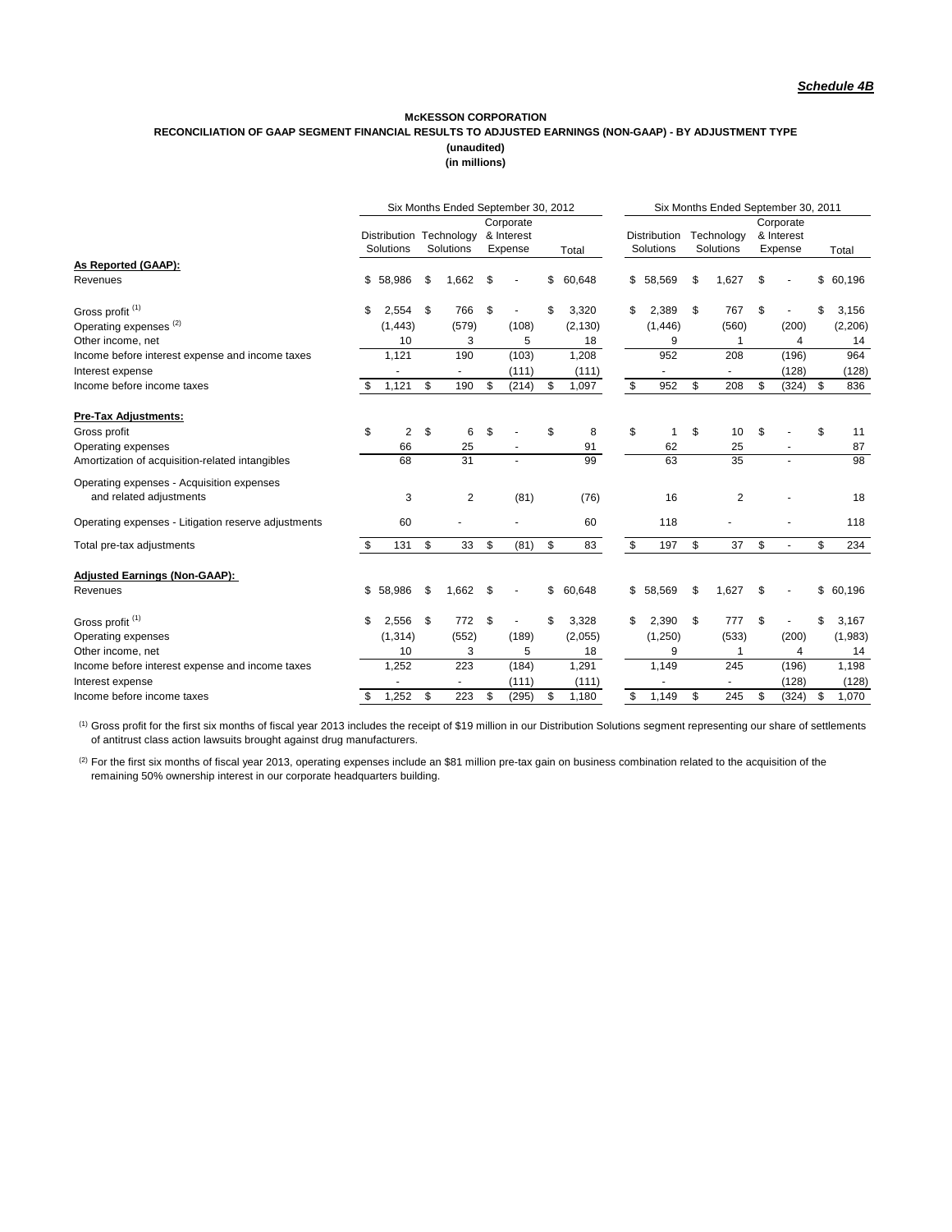***Schedule 4B***

**McKESSON CORPORATION**
**RECONCILIATION OF GAAP SEGMENT FINANCIAL RESULTS TO ADJUSTED EARNINGS (NON-GAAP) - BY ADJUSTMENT TYPE**
**(unaudited)**
**(in millions)**

| | Six Months Ended September 30, 2012 | | | | Six Months Ended September 30, 2011 | | | |
|---|---|---|---|---|---|---|---|---|
| | Distribution Solutions | Technology Solutions | Corporate & Interest Expense | Total | Distribution Solutions | Technology Solutions | Corporate & Interest Expense | Total |
| **As Reported (GAAP):** | | | | | | | | |
| Revenues | $ 58,986 | $ 1,662 | $ - | $ 60,648 | $ 58,569 | $ 1,627 | $ - | $ 60,196 |
| Gross profit [1] | $ 2,554 | $ 766 | $ - | $ 3,320 | $ 2,389 | $ 767 | $ - | $ 3,156 |
| Operating expenses [2] | (1,443) | (579) | (108) | (2,130) | (1,446) | (560) | (200) | (2,206) |
| Other income, net | 10 | 3 | 5 | 18 | 9 | 1 | 4 | 14 |
| Income before interest expense and income taxes | 1,121 | 190 | (103) | 1,208 | 952 | 208 | (196) | 964 |
| Interest expense | - | - | (111) | (111) | - | - | (128) | (128) |
| Income before income taxes | $ 1,121 | $ 190 | $ (214) | $ 1,097 | $ 952 | $ 208 | $ (324) | $ 836 |
| **Pre-Tax Adjustments:** | | | | | | | | |
| Gross profit | $ 2 | $ 6 | $ - | $ 8 | $ 1 | $ 10 | $ - | $ 11 |
| Operating expenses | 66 | 25 | - | 91 | 62 | 25 | - | 87 |
| Amortization of acquisition-related intangibles | 68 | 31 | - | 99 | 63 | 35 | - | 98 |
| Operating expenses - Acquisition expenses and related adjustments | 3 | 2 | (81) | (76) | 16 | 2 | - | 18 |
| Operating expenses - Litigation reserve adjustments | 60 | - | - | 60 | 118 | - | - | 118 |
| Total pre-tax adjustments | $ 131 | $ 33 | $ (81) | $ 83 | $ 197 | $ 37 | $ - | $ 234 |
| **Adjusted Earnings (Non-GAAP):** | | | | | | | | |
| Revenues | $ 58,986 | $ 1,662 | $ - | $ 60,648 | $ 58,569 | $ 1,627 | $ - | $ 60,196 |
| Gross profit [1] | $ 2,556 | $ 772 | $ - | $ 3,328 | $ 2,390 | $ 777 | $ - | $ 3,167 |
| Operating expenses | (1,314) | (552) | (189) | (2,055) | (1,250) | (533) | (200) | (1,983) |
| Other income, net | 10 | 3 | 5 | 18 | 9 | 1 | 4 | 14 |
| Income before interest expense and income taxes | 1,252 | 223 | (184) | 1,291 | 1,149 | 245 | (196) | 1,198 |
| Interest expense | - | - | (111) | (111) | - | - | (128) | (128) |
| Income before income taxes | $ 1,252 | $ 223 | $ (295) | $ 1,180 | $ 1,149 | $ 245 | $ (324) | $ 1,070 |

[1] Gross profit for the first six months of fiscal year 2013 includes the receipt of $19 million in our Distribution Solutions segment representing our share of settlements of antitrust class action lawsuits brought against drug manufacturers.

[2] For the first six months of fiscal year 2013, operating expenses include an $81 million pre-tax gain on business combination related to the acquisition of the remaining 50% ownership interest in our corporate headquarters building.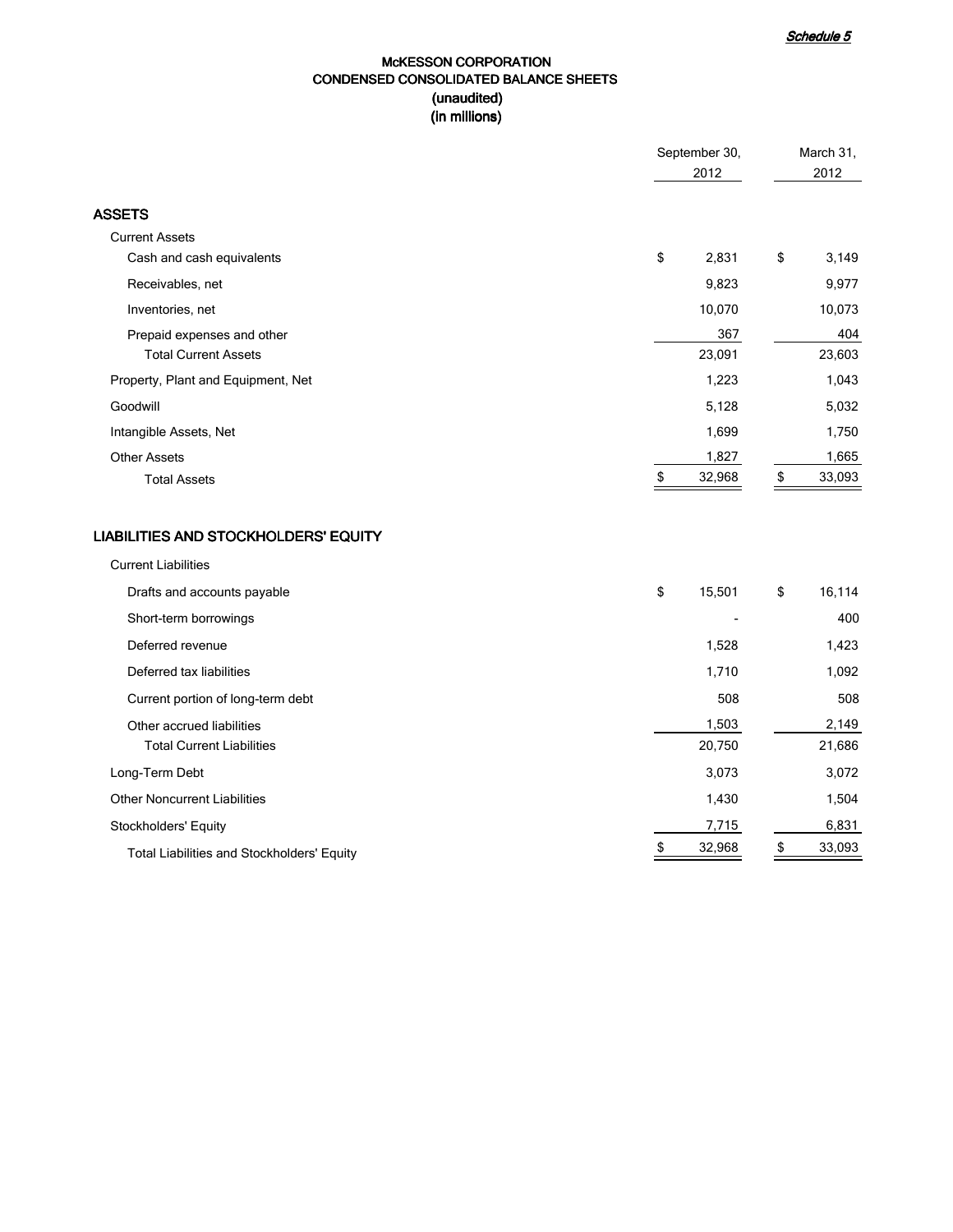*Schedule 5*

# McKESSON CORPORATION
## CONDENSED CONSOLIDATED BALANCE SHEETS
### (unaudited)
### (in millions)

| | September 30, 2012 | March 31, 2012 |
|---|---|---|
| **ASSETS** | | |
| Current Assets | | |
| Cash and cash equivalents | $ 2,831 | $ 3,149 |
| Receivables, net | 9,823 | 9,977 |
| Inventories, net | 10,070 | 10,073 |
| Prepaid expenses and other | 367 | 404 |
| Total Current Assets | 23,091 | 23,603 |
| Property, Plant and Equipment, Net | 1,223 | 1,043 |
| Goodwill | 5,128 | 5,032 |
| Intangible Assets, Net | 1,699 | 1,750 |
| Other Assets | 1,827 | 1,665 |
| Total Assets | $ 32,968 | $ 33,093 |
| | | |
| **LIABILITIES AND STOCKHOLDERS' EQUITY** | | |
| Current Liabilities | | |
| Drafts and accounts payable | $ 15,501 | $ 16,114 |
| Short-term borrowings | - | 400 |
| Deferred revenue | 1,528 | 1,423 |
| Deferred tax liabilities | 1,710 | 1,092 |
| Current portion of long-term debt | 508 | 508 |
| Other accrued liabilities | 1,503 | 2,149 |
| Total Current Liabilities | 20,750 | 21,686 |
| Long-Term Debt | 3,073 | 3,072 |
| Other Noncurrent Liabilities | 1,430 | 1,504 |
| Stockholders' Equity | 7,715 | 6,831 |
| Total Liabilities and Stockholders' Equity | $ 32,968 | $ 33,093 |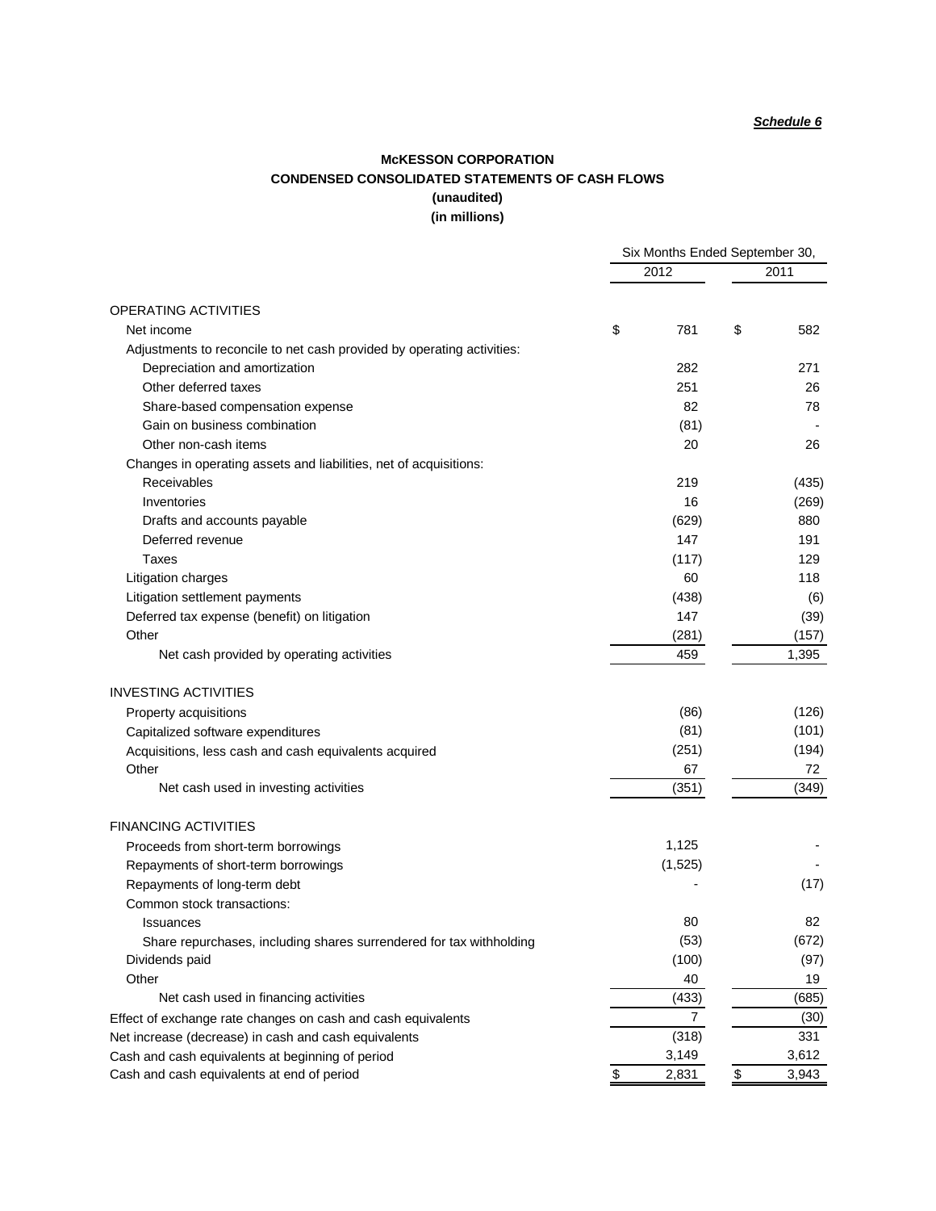*Schedule 6*

**McKESSON CORPORATION**
**CONDENSED CONSOLIDATED STATEMENTS OF CASH FLOWS**
**(unaudited)**
**(in millions)**

| | Six Months Ended September 30, | |
|---|---|---|
| | 2012 | 2011 |
| **OPERATING ACTIVITIES** | | |
| Net income | $ 781 | $ 582 |
| Adjustments to reconcile to net cash provided by operating activities: | | |
| Depreciation and amortization | 282 | 271 |
| Other deferred taxes | 251 | 26 |
| Share-based compensation expense | 82 | 78 |
| Gain on business combination | (81) | - |
| Other non-cash items | 20 | 26 |
| Changes in operating assets and liabilities, net of acquisitions: | | |
| Receivables | 219 | (435) |
| Inventories | 16 | (269) |
| Drafts and accounts payable | (629) | 880 |
| Deferred revenue | 147 | 191 |
| Taxes | (117) | 129 |
| Litigation charges | 60 | 118 |
| Litigation settlement payments | (438) | (6) |
| Deferred tax expense (benefit) on litigation | 147 | (39) |
| Other | (281) | (157) |
| Net cash provided by operating activities | 459 | 1,395 |
| **INVESTING ACTIVITIES** | | |
| Property acquisitions | (86) | (126) |
| Capitalized software expenditures | (81) | (101) |
| Acquisitions, less cash and cash equivalents acquired | (251) | (194) |
| Other | 67 | 72 |
| Net cash used in investing activities | (351) | (349) |
| **FINANCING ACTIVITIES** | | |
| Proceeds from short-term borrowings | 1,125 | - |
| Repayments of short-term borrowings | (1,525) | - |
| Repayments of long-term debt | - | (17) |
| Common stock transactions: | | |
| Issuances | 80 | 82 |
| Share repurchases, including shares surrendered for tax withholding | (53) | (672) |
| Dividends paid | (100) | (97) |
| Other | 40 | 19 |
| Net cash used in financing activities | (433) | (685) |
| Effect of exchange rate changes on cash and cash equivalents | 7 | (30) |
| Net increase (decrease) in cash and cash equivalents | (318) | 331 |
| Cash and cash equivalents at beginning of period | 3,149 | 3,612 |
| Cash and cash equivalents at end of period | $ 2,831 | $ 3,943 |